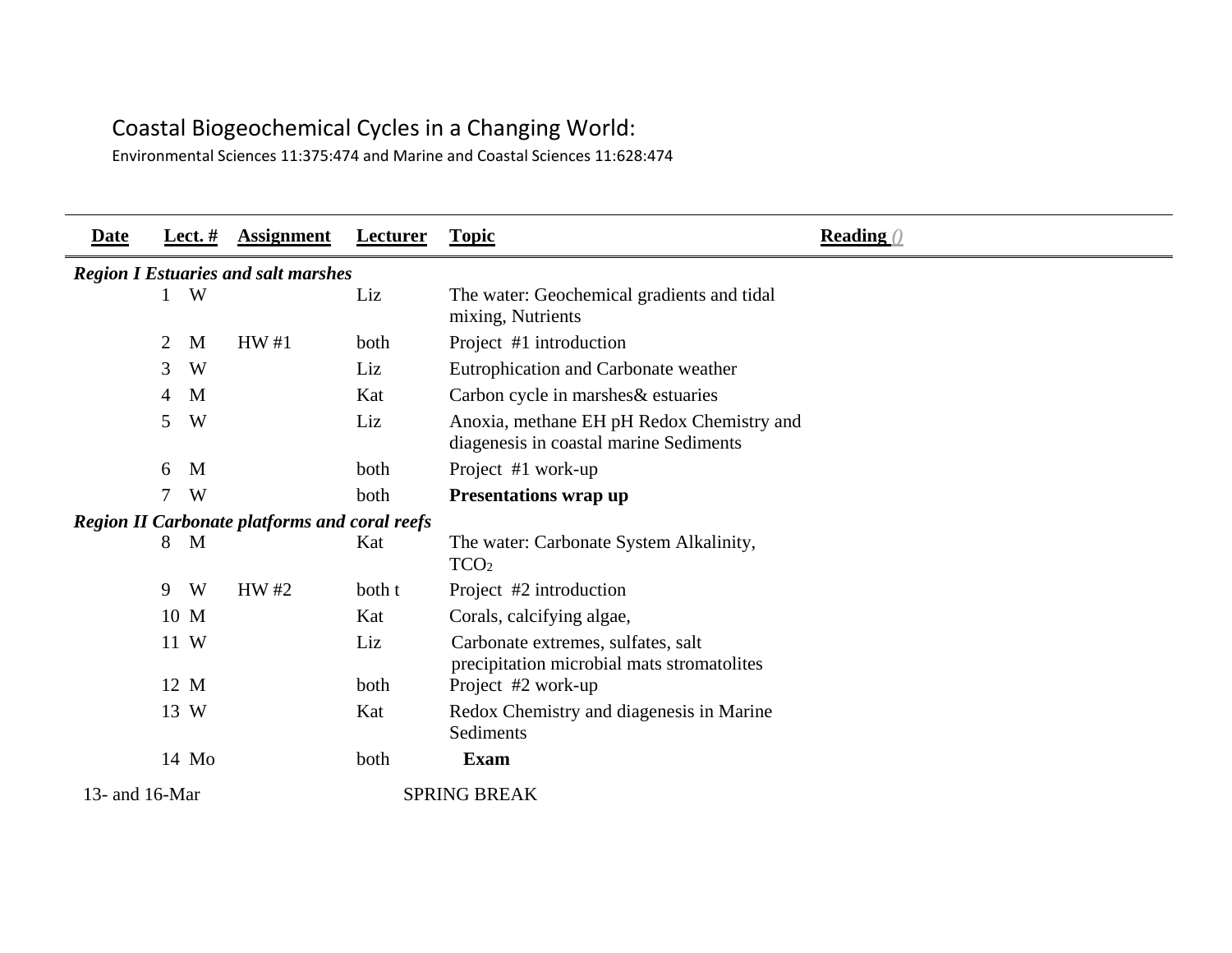# Coastal Biogeochemical Cycles in a Changing World:

Environmental Sciences 11:375:474 and Marine and Coastal Sciences 11:628:474

| Date | Lect. # | | Assignment | Lecturer | Topic | Reading () |
|---|---|---|---|---|---|---|
| ***Region I Estuaries and salt marshes*** | | | | | | |
| | 1 | W | | Liz | The water: Geochemical gradients and tidal mixing, Nutrients | |
| | 2 | M | HW #1 | both | Project #1 introduction | |
| | 3 | W | | Liz | Eutrophication and Carbonate weather | |
| | 4 | M | | Kat | Carbon cycle in marshes& estuaries | |
| | 5 | W | | Liz | Anoxia, methane EH pH Redox Chemistry and diagenesis in coastal marine Sediments | |
| | 6 | M | | both | Project #1 work-up | |
| | 7 | W | | both | **Presentations wrap up** | |
| ***Region II Carbonate platforms and coral reefs*** | | | | | | |
| | 8 | M | | Kat | The water: Carbonate System Alkalinity, $TCO_2$ | |
| | 9 | W | HW #2 | both t | Project #2 introduction | |
| | 10 | M | | Kat | Corals, calcifying algae, | |
| | 11 | W | | Liz | Carbonate extremes, sulfates, salt precipitation microbial mats stromatolites | |
| | 12 | M | | both | Project #2 work-up | |
| | 13 | W | | Kat | Redox Chemistry and diagenesis in Marine Sediments | |
| | 14 | Mo | | both | **Exam** | |
| 13- and 16-Mar | | | | | SPRING BREAK | |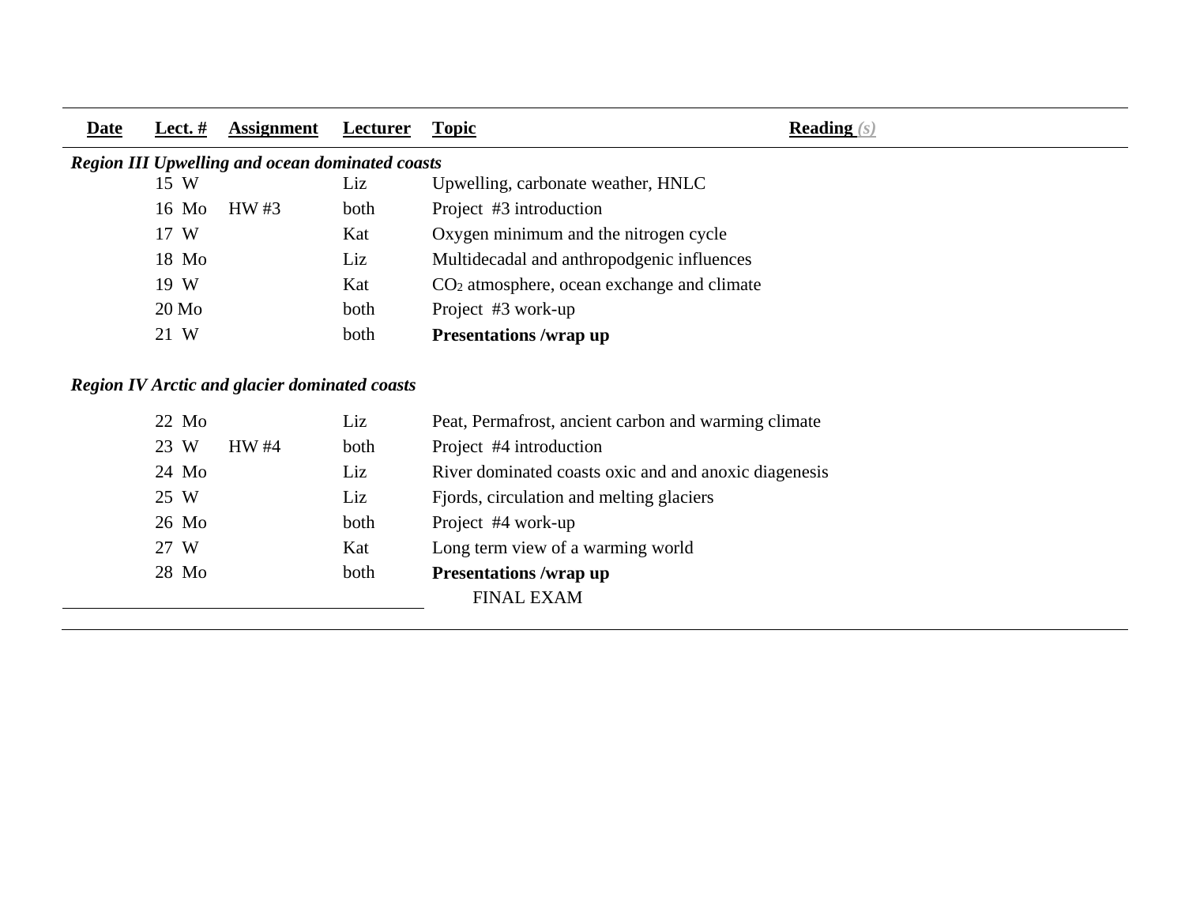| Date | Lect. # | Assignment | Lecturer | Topic | Reading *(s)* |
|---|---|---|---|---|---|
| ***Region III Upwelling and ocean dominated coasts*** | | | | | |
| | 15 W | | Liz | Upwelling, carbonate weather, HNLC | |
| | 16 Mo | HW #3 | both | Project #3 introduction | |
| | 17 W | | Kat | Oxygen minimum and the nitrogen cycle | |
| | 18 Mo | | Liz | Multidecadal and anthropodgenic influences | |
| | 19 W | | Kat | $CO_2$ atmosphere, ocean exchange and climate | |
| | 20 Mo | | both | Project #3 work-up | |
| | 21 W | | both | **Presentations /wrap up** | |
| ***Region IV Arctic and glacier dominated coasts*** | | | | | |
| | 22 Mo | | Liz | Peat, Permafrost, ancient carbon and warming climate | |
| | 23 W | HW #4 | both | Project #4 introduction | |
| | 24 Mo | | Liz | River dominated coasts oxic and and anoxic diagenesis | |
| | 25 W | | Liz | Fjords, circulation and melting glaciers | |
| | 26 Mo | | both | Project #4 work-up | |
| | 27 W | | Kat | Long term view of a warming world | |
| | 28 Mo | | both | **Presentations /wrap up** | |
| | | | | FINAL EXAM | |